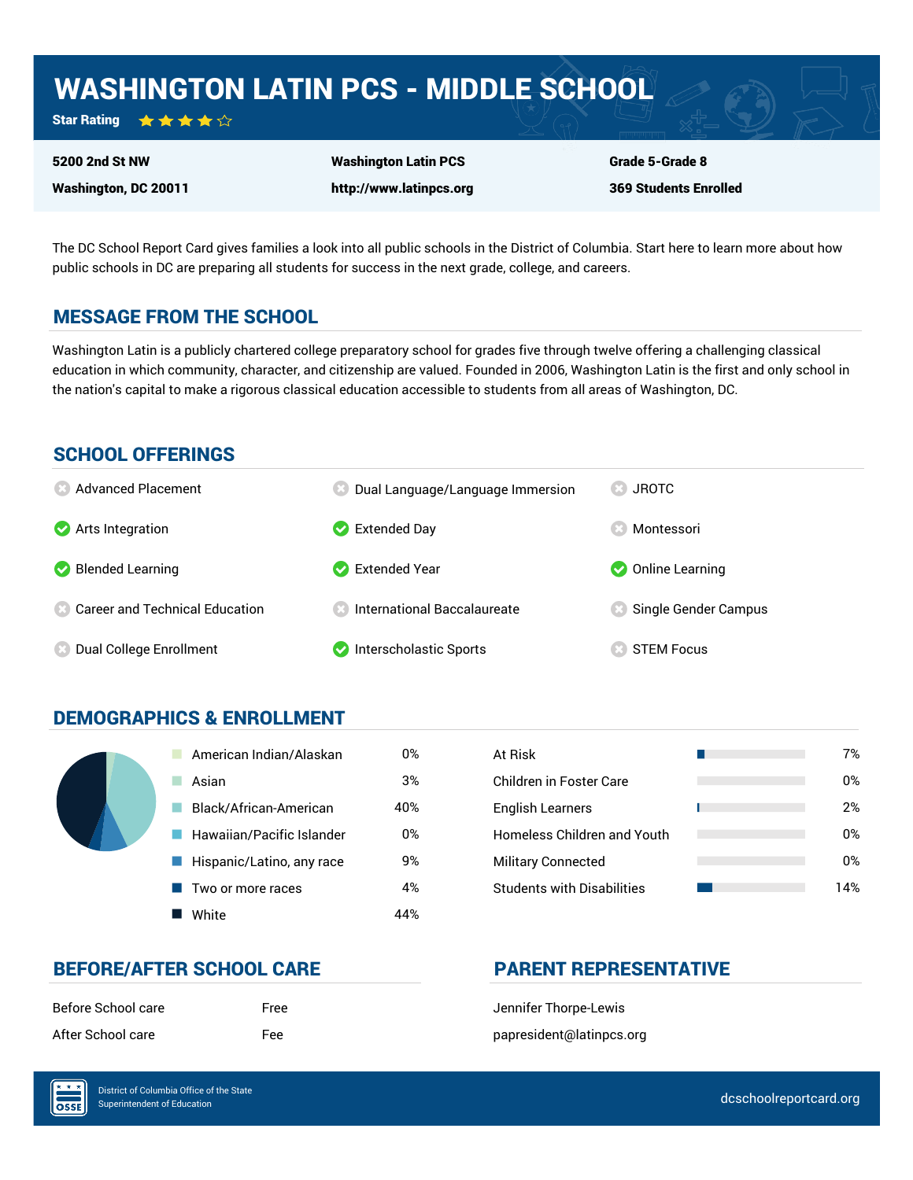# WASHINGTON LATIN PCS - MIDDLE SCHOOL

**Star Rating** ★★★★☆

| | | |
|---|---|---|
| **5200 2nd St NW** | **Washington Latin PCS** | **Grade 5-Grade 8** |
| **Washington, DC 20011** | **http://www.latinpcs.org** | **369 Students Enrolled** |

The DC School Report Card gives families a look into all public schools in the District of Columbia. Start here to learn more about how public schools in DC are preparing all students for success in the next grade, college, and careers.

## MESSAGE FROM THE SCHOOL

Washington Latin is a publicly chartered college preparatory school for grades five through twelve offering a challenging classical education in which community, character, and citizenship are valued. Founded in 2006, Washington Latin is the first and only school in the nation's capital to make a rigorous classical education accessible to students from all areas of Washington, DC.

## SCHOOL OFFERINGS

| Offering | Offered |
|---|---|
| Advanced Placement | No |
| Arts Integration | Yes |
| Blended Learning | Yes |
| Career and Technical Education | No |
| Dual College Enrollment | No |
| Dual Language/Language Immersion | No |
| Extended Day | Yes |
| Extended Year | Yes |
| International Baccalaureate | No |
| Interscholastic Sports | Yes |
| JROTC | No |
| Montessori | No |
| Online Learning | Yes |
| Single Gender Campus | No |
| STEM Focus | No |

## DEMOGRAPHICS & ENROLLMENT

| Race/Ethnicity | Percent |
|---|---|
| American Indian/Alaskan | 0% |
| Asian | 3% |
| Black/African-American | 40% |
| Hawaiian/Pacific Islander | 0% |
| Hispanic/Latino, any race | 9% |
| Two or more races | 4% |
| White | 44% |

| Student Group | Percent |
|---|---|
| At Risk | 7% |
| Children in Foster Care | 0% |
| English Learners | 2% |
| Homeless Children and Youth | 0% |
| Military Connected | 0% |
| Students with Disabilities | 14% |

## BEFORE/AFTER SCHOOL CARE

| | |
|---|---|
| Before School care | Free |
| After School care | Fee |

## PARENT REPRESENTATIVE

Jennifer Thorpe-Lewis

papresident@latinpcs.org

District of Columbia Office of the State Superintendent of Education

dcschoolreportcard.org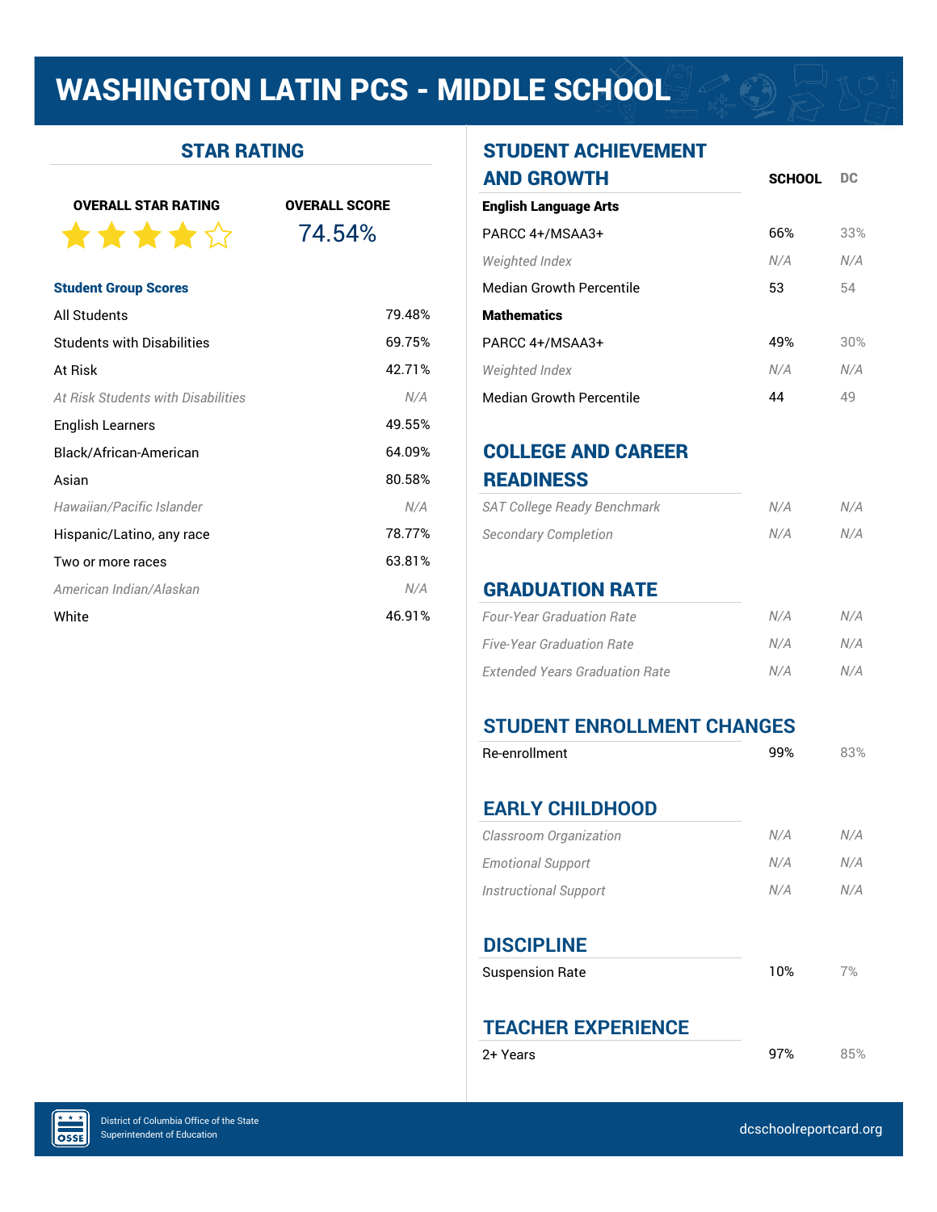# WASHINGTON LATIN PCS - MIDDLE SCHOOL

## STAR RATING

**OVERALL STAR RATING**

★★★★☆

**OVERALL SCORE**

74.54%

### Student Group Scores

| | |
|---|---|
| All Students | 79.48% |
| Students with Disabilities | 69.75% |
| At Risk | 42.71% |
| *At Risk Students with Disabilities* | *N/A* |
| English Learners | 49.55% |
| Black/African-American | 64.09% |
| Asian | 80.58% |
| *Hawaiian/Pacific Islander* | *N/A* |
| Hispanic/Latino, any race | 78.77% |
| Two or more races | 63.81% |
| *American Indian/Alaskan* | *N/A* |
| White | 46.91% |

## STUDENT ACHIEVEMENT AND GROWTH

| | SCHOOL | DC |
|---|---|---|
| **English Language Arts** | | |
| PARCC 4+/MSAA3+ | 66% | 33% |
| *Weighted Index* | *N/A* | *N/A* |
| Median Growth Percentile | 53 | 54 |
| **Mathematics** | | |
| PARCC 4+/MSAA3+ | 49% | 30% |
| *Weighted Index* | *N/A* | *N/A* |
| Median Growth Percentile | 44 | 49 |

## COLLEGE AND CAREER READINESS

| | | |
|---|---|---|
| *SAT College Ready Benchmark* | *N/A* | *N/A* |
| *Secondary Completion* | *N/A* | *N/A* |

## GRADUATION RATE

| | | |
|---|---|---|
| *Four-Year Graduation Rate* | *N/A* | *N/A* |
| *Five-Year Graduation Rate* | *N/A* | *N/A* |
| *Extended Years Graduation Rate* | *N/A* | *N/A* |

## STUDENT ENROLLMENT CHANGES

| | | |
|---|---|---|
| Re-enrollment | 99% | 83% |

## EARLY CHILDHOOD

| | | |
|---|---|---|
| *Classroom Organization* | *N/A* | *N/A* |
| *Emotional Support* | *N/A* | *N/A* |
| *Instructional Support* | *N/A* | *N/A* |

## DISCIPLINE

| | | |
|---|---|---|
| Suspension Rate | 10% | 7% |

## TEACHER EXPERIENCE

| | | |
|---|---|---|
| 2+ Years | 97% | 85% |

District of Columbia Office of the State Superintendent of Education

dcschoolreportcard.org